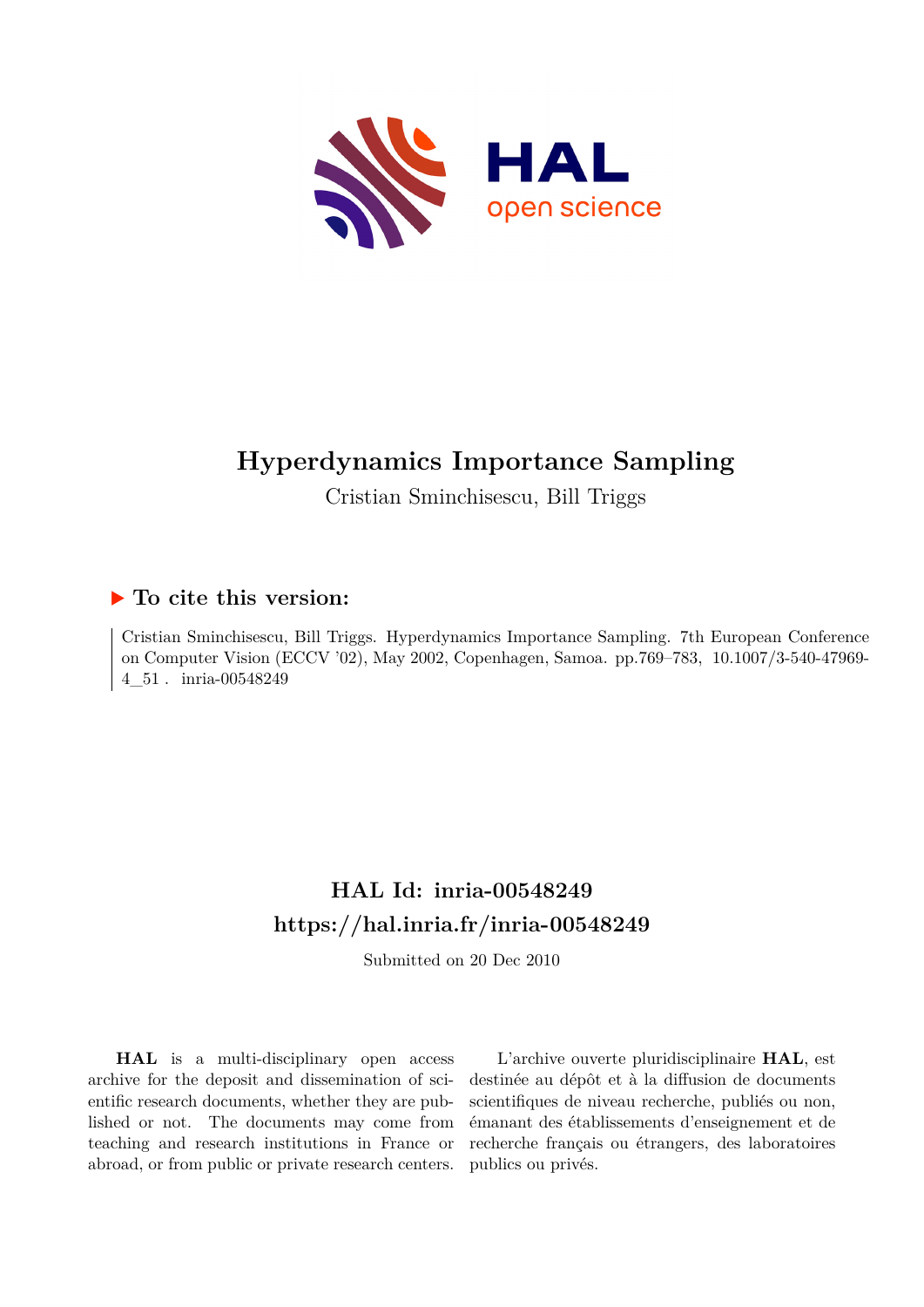# Hyperdynamics Importance Sampling

Cristian Sminchisescu, Bill Triggs

## ▶ To cite this version:

Cristian Sminchisescu, Bill Triggs. Hyperdynamics Importance Sampling. 7th European Conference on Computer Vision (ECCV '02), May 2002, Copenhagen, Samoa. pp.769–783, 10.1007/3-540-47969-4_51 . inria-00548249

## HAL Id: inria-00548249

## https://hal.inria.fr/inria-00548249

Submitted on 20 Dec 2010

**HAL** is a multi-disciplinary open access archive for the deposit and dissemination of scientific research documents, whether they are published or not. The documents may come from teaching and research institutions in France or abroad, or from public or private research centers.

L'archive ouverte pluridisciplinaire **HAL**, est destinée au dépôt et à la diffusion de documents scientifiques de niveau recherche, publiés ou non, émanant des établissements d'enseignement et de recherche français ou étrangers, des laboratoires publics ou privés.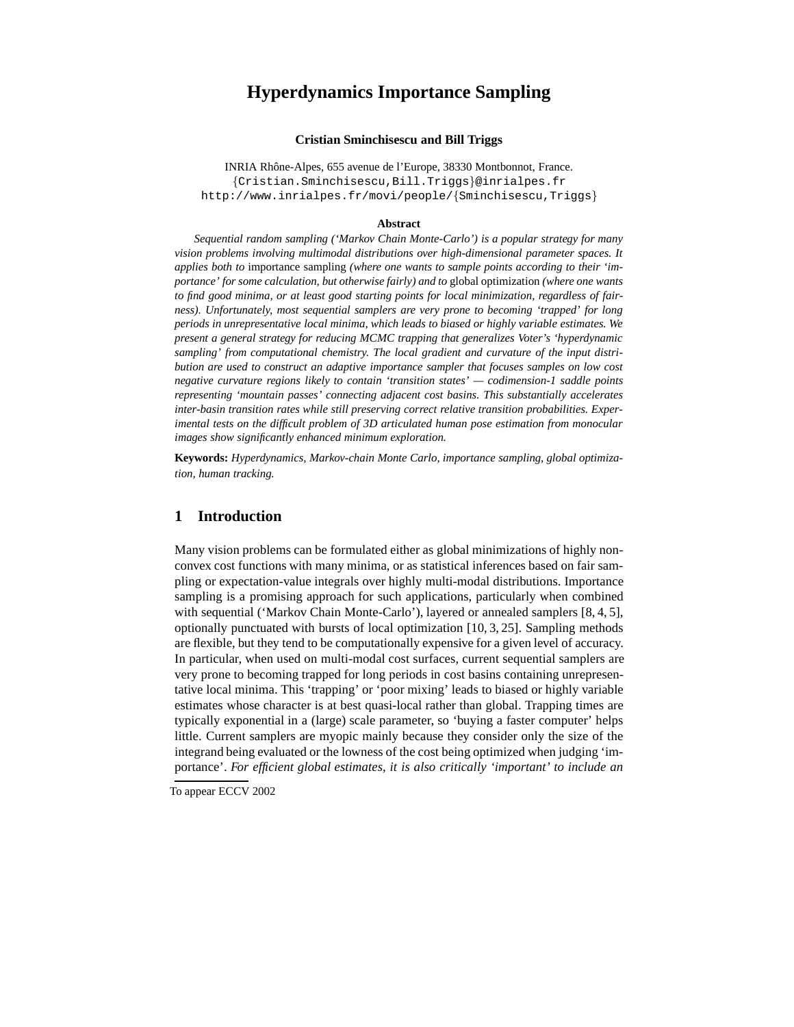# Hyperdynamics Importance Sampling

**Cristian Sminchisescu and Bill Triggs**

INRIA Rhône-Alpes, 655 avenue de l'Europe, 38330 Montbonnot, France.
{Cristian.Sminchisescu,Bill.Triggs}@inrialpes.fr
http://www.inrialpes.fr/movi/people/{Sminchisescu,Triggs}

**Abstract**

*Sequential random sampling ('Markov Chain Monte-Carlo') is a popular strategy for many vision problems involving multimodal distributions over high-dimensional parameter spaces. It applies both to* importance sampling *(where one wants to sample points according to their 'importance' for some calculation, but otherwise fairly) and to* global optimization *(where one wants to find good minima, or at least good starting points for local minimization, regardless of fairness). Unfortunately, most sequential samplers are very prone to becoming 'trapped' for long periods in unrepresentative local minima, which leads to biased or highly variable estimates. We present a general strategy for reducing MCMC trapping that generalizes Voter's 'hyperdynamic sampling' from computational chemistry. The local gradient and curvature of the input distribution are used to construct an adaptive importance sampler that focuses samples on low cost negative curvature regions likely to contain 'transition states' — codimension-1 saddle points representing 'mountain passes' connecting adjacent cost basins. This substantially accelerates inter-basin transition rates while still preserving correct relative transition probabilities. Experimental tests on the difficult problem of 3D articulated human pose estimation from monocular images show significantly enhanced minimum exploration.*

**Keywords:** *Hyperdynamics, Markov-chain Monte Carlo, importance sampling, global optimization, human tracking.*

## 1 Introduction

Many vision problems can be formulated either as global minimizations of highly non-convex cost functions with many minima, or as statistical inferences based on fair sampling or expectation-value integrals over highly multi-modal distributions. Importance sampling is a promising approach for such applications, particularly when combined with sequential ('Markov Chain Monte-Carlo'), layered or annealed samplers [8, 4, 5], optionally punctuated with bursts of local optimization [10, 3, 25]. Sampling methods are flexible, but they tend to be computationally expensive for a given level of accuracy. In particular, when used on multi-modal cost surfaces, current sequential samplers are very prone to becoming trapped for long periods in cost basins containing unrepresentative local minima. This 'trapping' or 'poor mixing' leads to biased or highly variable estimates whose character is at best quasi-local rather than global. Trapping times are typically exponential in a (large) scale parameter, so 'buying a faster computer' helps little. Current samplers are myopic mainly because they consider only the size of the integrand being evaluated or the lowness of the cost being optimized when judging 'importance'. *For efficient global estimates, it is also critically 'important' to include an*

To appear ECCV 2002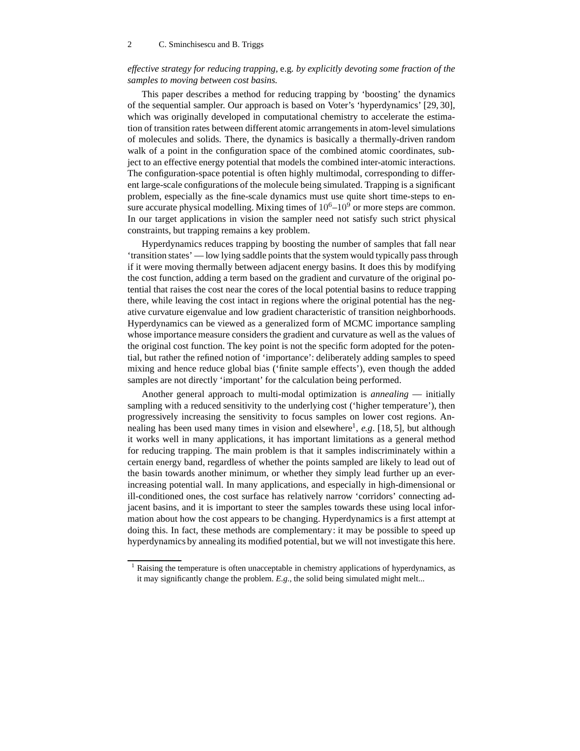*effective strategy for reducing trapping,* e.g. *by explicitly devoting some fraction of the samples to moving between cost basins.*

This paper describes a method for reducing trapping by 'boosting' the dynamics of the sequential sampler. Our approach is based on Voter's 'hyperdynamics' [29, 30], which was originally developed in computational chemistry to accelerate the estimation of transition rates between different atomic arrangements in atom-level simulations of molecules and solids. There, the dynamics is basically a thermally-driven random walk of a point in the configuration space of the combined atomic coordinates, subject to an effective energy potential that models the combined inter-atomic interactions. The configuration-space potential is often highly multimodal, corresponding to different large-scale configurations of the molecule being simulated. Trapping is a significant problem, especially as the fine-scale dynamics must use quite short time-steps to ensure accurate physical modelling. Mixing times of $10^6$–$10^9$ or more steps are common. In our target applications in vision the sampler need not satisfy such strict physical constraints, but trapping remains a key problem.

Hyperdynamics reduces trapping by boosting the number of samples that fall near 'transition states' — low lying saddle points that the system would typically pass through if it were moving thermally between adjacent energy basins. It does this by modifying the cost function, adding a term based on the gradient and curvature of the original potential that raises the cost near the cores of the local potential basins to reduce trapping there, while leaving the cost intact in regions where the original potential has the negative curvature eigenvalue and low gradient characteristic of transition neighborhoods. Hyperdynamics can be viewed as a generalized form of MCMC importance sampling whose importance measure considers the gradient and curvature as well as the values of the original cost function. The key point is not the specific form adopted for the potential, but rather the refined notion of 'importance': deliberately adding samples to speed mixing and hence reduce global bias ('finite sample effects'), even though the added samples are not directly 'important' for the calculation being performed.

Another general approach to multi-modal optimization is *annealing* — initially sampling with a reduced sensitivity to the underlying cost ('higher temperature'), then progressively increasing the sensitivity to focus samples on lower cost regions. Annealing has been used many times in vision and elsewhere[1], *e.g*. [18, 5], but although it works well in many applications, it has important limitations as a general method for reducing trapping. The main problem is that it samples indiscriminately within a certain energy band, regardless of whether the points sampled are likely to lead out of the basin towards another minimum, or whether they simply lead further up an ever-increasing potential wall. In many applications, and especially in high-dimensional or ill-conditioned ones, the cost surface has relatively narrow 'corridors' connecting adjacent basins, and it is important to steer the samples towards these using local information about how the cost appears to be changing. Hyperdynamics is a first attempt at doing this. In fact, these methods are complementary: it may be possible to speed up hyperdynamics by annealing its modified potential, but we will not investigate this here.

[1] Raising the temperature is often unacceptable in chemistry applications of hyperdynamics, as it may significantly change the problem. *E.g*., the solid being simulated might melt...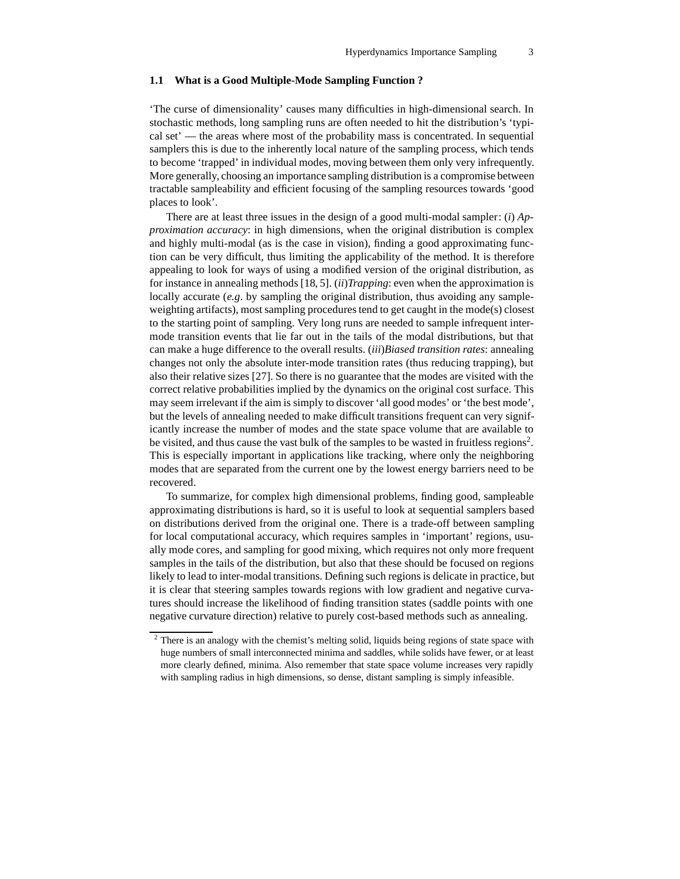### 1.1 What is a Good Multiple-Mode Sampling Function ?

'The curse of dimensionality' causes many difficulties in high-dimensional search. In stochastic methods, long sampling runs are often needed to hit the distribution's 'typical set' — the areas where most of the probability mass is concentrated. In sequential samplers this is due to the inherently local nature of the sampling process, which tends to become 'trapped' in individual modes, moving between them only very infrequently. More generally, choosing an importance sampling distribution is a compromise between tractable sampleability and efficient focusing of the sampling resources towards 'good places to look'.

There are at least three issues in the design of a good multi-modal sampler: (*i*) *Approximation accuracy*: in high dimensions, when the original distribution is complex and highly multi-modal (as is the case in vision), finding a good approximating function can be very difficult, thus limiting the applicability of the method. It is therefore appealing to look for ways of using a modified version of the original distribution, as for instance in annealing methods [18, 5]. (*ii*)*Trapping*: even when the approximation is locally accurate (*e.g*. by sampling the original distribution, thus avoiding any sample-weighting artifacts), most sampling procedures tend to get caught in the mode(s) closest to the starting point of sampling. Very long runs are needed to sample infrequent inter-mode transition events that lie far out in the tails of the modal distributions, but that can make a huge difference to the overall results. (*iii*)*Biased transition rates*: annealing changes not only the absolute inter-mode transition rates (thus reducing trapping), but also their relative sizes [27]. So there is no guarantee that the modes are visited with the correct relative probabilities implied by the dynamics on the original cost surface. This may seem irrelevant if the aim is simply to discover 'all good modes' or 'the best mode', but the levels of annealing needed to make difficult transitions frequent can very significantly increase the number of modes and the state space volume that are available to be visited, and thus cause the vast bulk of the samples to be wasted in fruitless regions[2]. This is especially important in applications like tracking, where only the neighboring modes that are separated from the current one by the lowest energy barriers need to be recovered.

To summarize, for complex high dimensional problems, finding good, sampleable approximating distributions is hard, so it is useful to look at sequential samplers based on distributions derived from the original one. There is a trade-off between sampling for local computational accuracy, which requires samples in 'important' regions, usually mode cores, and sampling for good mixing, which requires not only more frequent samples in the tails of the distribution, but also that these should be focused on regions likely to lead to inter-modal transitions. Defining such regions is delicate in practice, but it is clear that steering samples towards regions with low gradient and negative curvatures should increase the likelihood of finding transition states (saddle points with one negative curvature direction) relative to purely cost-based methods such as annealing.

---

[2] There is an analogy with the chemist's melting solid, liquids being regions of state space with huge numbers of small interconnected minima and saddles, while solids have fewer, or at least more clearly defined, minima. Also remember that state space volume increases very rapidly with sampling radius in high dimensions, so dense, distant sampling is simply infeasible.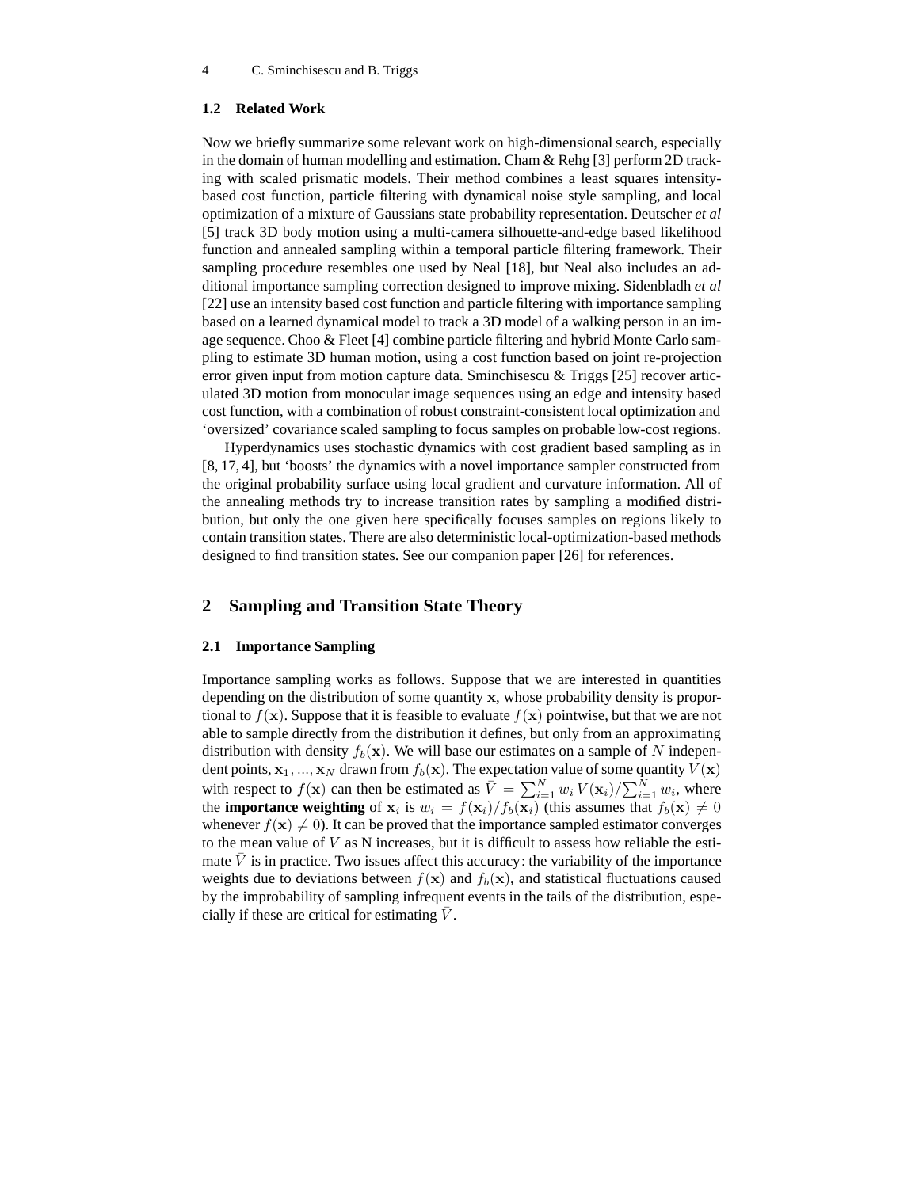### 1.2 Related Work

Now we briefly summarize some relevant work on high-dimensional search, especially in the domain of human modelling and estimation. Cham & Rehg [3] perform 2D tracking with scaled prismatic models. Their method combines a least squares intensity-based cost function, particle filtering with dynamical noise style sampling, and local optimization of a mixture of Gaussians state probability representation. Deutscher *et al* [5] track 3D body motion using a multi-camera silhouette-and-edge based likelihood function and annealed sampling within a temporal particle filtering framework. Their sampling procedure resembles one used by Neal [18], but Neal also includes an additional importance sampling correction designed to improve mixing. Sidenbladh *et al* [22] use an intensity based cost function and particle filtering with importance sampling based on a learned dynamical model to track a 3D model of a walking person in an image sequence. Choo & Fleet [4] combine particle filtering and hybrid Monte Carlo sampling to estimate 3D human motion, using a cost function based on joint re-projection error given input from motion capture data. Sminchisescu & Triggs [25] recover articulated 3D motion from monocular image sequences using an edge and intensity based cost function, with a combination of robust constraint-consistent local optimization and 'oversized' covariance scaled sampling to focus samples on probable low-cost regions.

Hyperdynamics uses stochastic dynamics with cost gradient based sampling as in [8, 17, 4], but 'boosts' the dynamics with a novel importance sampler constructed from the original probability surface using local gradient and curvature information. All of the annealing methods try to increase transition rates by sampling a modified distribution, but only the one given here specifically focuses samples on regions likely to contain transition states. There are also deterministic local-optimization-based methods designed to find transition states. See our companion paper [26] for references.

## 2 Sampling and Transition State Theory

### 2.1 Importance Sampling

Importance sampling works as follows. Suppose that we are interested in quantities depending on the distribution of some quantity $\mathbf{x}$, whose probability density is proportional to $f(\mathbf{x})$. Suppose that it is feasible to evaluate $f(\mathbf{x})$ pointwise, but that we are not able to sample directly from the distribution it defines, but only from an approximating distribution with density $f_b(\mathbf{x})$. We will base our estimates on a sample of $N$ independent points, $\mathbf{x}_1, ..., \mathbf{x}_N$ drawn from $f_b(\mathbf{x})$. The expectation value of some quantity $V(\mathbf{x})$ with respect to $f(\mathbf{x})$ can then be estimated as $\bar{V} = \sum_{i=1}^{N} w_i \, V(\mathbf{x}_i) / \sum_{i=1}^{N} w_i$, where the **importance weighting** of $\mathbf{x}_i$ is $w_i = f(\mathbf{x}_i)/f_b(\mathbf{x}_i)$ (this assumes that $f_b(\mathbf{x}) \neq 0$ whenever $f(\mathbf{x}) \neq 0$). It can be proved that the importance sampled estimator converges to the mean value of $V$ as N increases, but it is difficult to assess how reliable the estimate $\bar{V}$ is in practice. Two issues affect this accuracy: the variability of the importance weights due to deviations between $f(\mathbf{x})$ and $f_b(\mathbf{x})$, and statistical fluctuations caused by the improbability of sampling infrequent events in the tails of the distribution, especially if these are critical for estimating $\bar{V}$.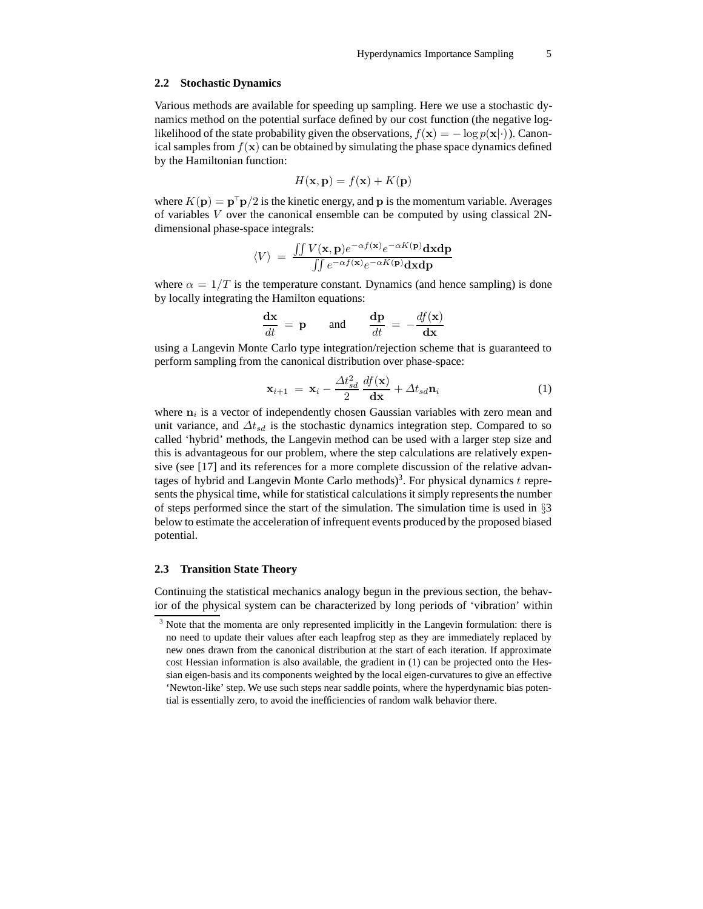### 2.2 Stochastic Dynamics

Various methods are available for speeding up sampling. Here we use a stochastic dynamics method on the potential surface defined by our cost function (the negative log-likelihood of the state probability given the observations, $f(\mathbf{x}) = -\log p(\mathbf{x}|\cdot)$). Canonical samples from $f(\mathbf{x})$ can be obtained by simulating the phase space dynamics defined by the Hamiltonian function:

$$H(\mathbf{x}, \mathbf{p}) = f(\mathbf{x}) + K(\mathbf{p})$$

where $K(\mathbf{p}) = \mathbf{p}^\top \mathbf{p}/2$ is the kinetic energy, and $\mathbf{p}$ is the momentum variable. Averages of variables $V$ over the canonical ensemble can be computed by using classical 2N-dimensional phase-space integrals:

$$\langle V \rangle \;=\; \frac{\iint V(\mathbf{x}, \mathbf{p}) e^{-\alpha f(\mathbf{x})} e^{-\alpha K(\mathbf{p})} \mathbf{dxdp}}{\iint e^{-\alpha f(\mathbf{x})} e^{-\alpha K(\mathbf{p})} \mathbf{dxdp}}$$

where $\alpha = 1/T$ is the temperature constant. Dynamics (and hence sampling) is done by locally integrating the Hamilton equations:

$$\frac{\mathbf{dx}}{dt} \;=\; \mathbf{p} \qquad \text{and} \qquad \frac{\mathbf{dp}}{dt} \;=\; -\frac{df(\mathbf{x})}{\mathbf{dx}}$$

using a Langevin Monte Carlo type integration/rejection scheme that is guaranteed to perform sampling from the canonical distribution over phase-space:

$$\mathbf{x}_{i+1} \;=\; \mathbf{x}_i - \frac{\Delta t_{sd}^2}{2} \frac{df(\mathbf{x})}{\mathbf{dx}} + \Delta t_{sd} \mathbf{n}_i \tag{1}$$

where $\mathbf{n}_i$ is a vector of independently chosen Gaussian variables with zero mean and unit variance, and $\Delta t_{sd}$ is the stochastic dynamics integration step. Compared to so called 'hybrid' methods, the Langevin method can be used with a larger step size and this is advantageous for our problem, where the step calculations are relatively expensive (see [17] and its references for a more complete discussion of the relative advantages of hybrid and Langevin Monte Carlo methods)[3]. For physical dynamics $t$ represents the physical time, while for statistical calculations it simply represents the number of steps performed since the start of the simulation. The simulation time is used in §3 below to estimate the acceleration of infrequent events produced by the proposed biased potential.

### 2.3 Transition State Theory

Continuing the statistical mechanics analogy begun in the previous section, the behavior of the physical system can be characterized by long periods of 'vibration' within

[3] Note that the momenta are only represented implicitly in the Langevin formulation: there is no need to update their values after each leapfrog step as they are immediately replaced by new ones drawn from the canonical distribution at the start of each iteration. If approximate cost Hessian information is also available, the gradient in (1) can be projected onto the Hessian eigen-basis and its components weighted by the local eigen-curvatures to give an effective 'Newton-like' step. We use such steps near saddle points, where the hyperdynamic bias potential is essentially zero, to avoid the inefficiencies of random walk behavior there.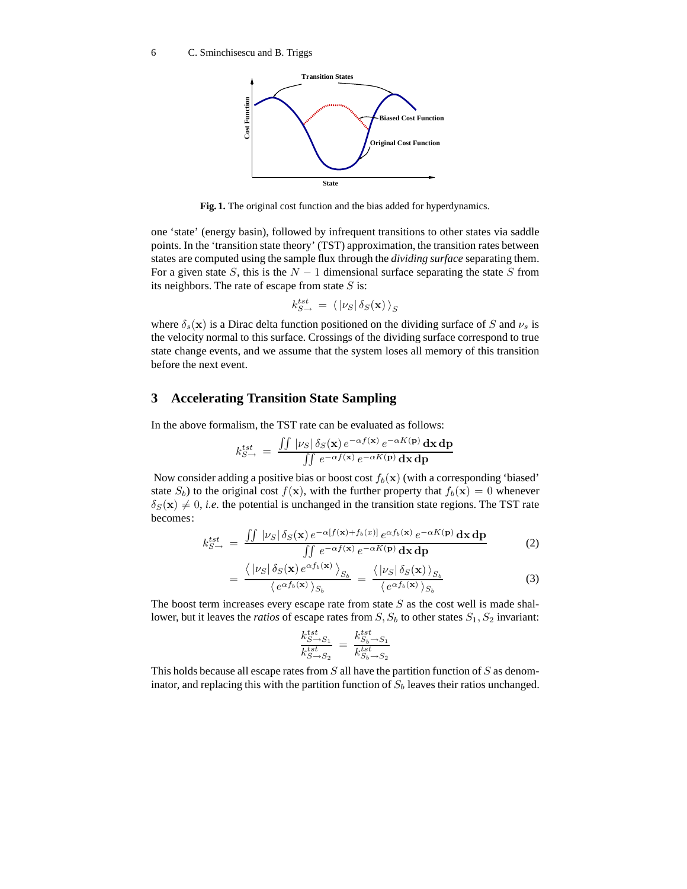Fig. 1. The original cost function and the bias added for hyperdynamics.

one 'state' (energy basin), followed by infrequent transitions to other states via saddle points. In the 'transition state theory' (TST) approximation, the transition rates between states are computed using the sample flux through the *dividing surface* separating them. For a given state $S$, this is the $N-1$ dimensional surface separating the state $S$ from its neighbors. The rate of escape from state $S$ is:

$$k_{S\rightarrow}^{tst} = \langle\, |\nu_S|\, \delta_S(\mathbf{x})\, \rangle_S$$

where $\delta_s(\mathbf{x})$ is a Dirac delta function positioned on the dividing surface of $S$ and $\nu_s$ is the velocity normal to this surface. Crossings of the dividing surface correspond to true state change events, and we assume that the system loses all memory of this transition before the next event.

## 3 Accelerating Transition State Sampling

In the above formalism, the TST rate can be evaluated as follows:

$$k_{S\rightarrow}^{tst} = \frac{\iint |\nu_S|\, \delta_S(\mathbf{x})\, e^{-\alpha f(\mathbf{x})}\, e^{-\alpha K(\mathbf{p})}\, \mathbf{dx}\, \mathbf{dp}}{\iint e^{-\alpha f(\mathbf{x})}\, e^{-\alpha K(\mathbf{p})}\, \mathbf{dx}\, \mathbf{dp}}$$

Now consider adding a positive bias or boost cost $f_b(\mathbf{x})$ (with a corresponding 'biased' state $S_b$) to the original cost $f(\mathbf{x})$, with the further property that $f_b(\mathbf{x}) = 0$ whenever $\delta_S(\mathbf{x}) \neq 0$, *i.e.* the potential is unchanged in the transition state regions. The TST rate becomes:

$$k_{S\rightarrow}^{tst} = \frac{\iint |\nu_S|\, \delta_S(\mathbf{x})\, e^{-\alpha[f(\mathbf{x})+f_b(x)]}\, e^{\alpha f_b(\mathbf{x})}\, e^{-\alpha K(\mathbf{p})}\, \mathbf{dx}\, \mathbf{dp}}{\iint e^{-\alpha f(\mathbf{x})}\, e^{-\alpha K(\mathbf{p})}\, \mathbf{dx}\, \mathbf{dp}} \tag{2}$$

$$= \frac{\left\langle\, |\nu_S|\, \delta_S(\mathbf{x})\, e^{\alpha f_b(\mathbf{x})}\, \right\rangle_{S_b}}{\left\langle\, e^{\alpha f_b(\mathbf{x})}\, \right\rangle_{S_b}} = \frac{\left\langle\, |\nu_S|\, \delta_S(\mathbf{x})\, \right\rangle_{S_b}}{\left\langle\, e^{\alpha f_b(\mathbf{x})}\, \right\rangle_{S_b}} \tag{3}$$

The boost term increases every escape rate from state $S$ as the cost well is made shallower, but it leaves the *ratios* of escape rates from $S, S_b$ to other states $S_1, S_2$ invariant:

$$\frac{k_{S\rightarrow S_1}^{tst}}{k_{S\rightarrow S_2}^{tst}} = \frac{k_{S_b\rightarrow S_1}^{tst}}{k_{S_b\rightarrow S_2}^{tst}}$$

This holds because all escape rates from $S$ all have the partition function of $S$ as denominator, and replacing this with the partition function of $S_b$ leaves their ratios unchanged.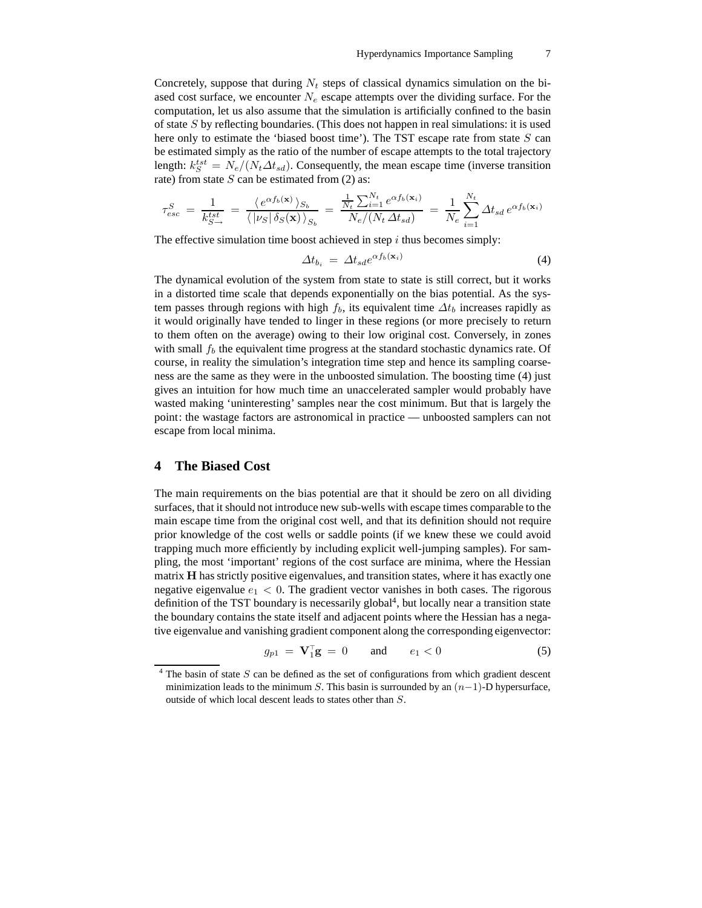Concretely, suppose that during $N_t$ steps of classical dynamics simulation on the biased cost surface, we encounter $N_e$ escape attempts over the dividing surface. For the computation, let us also assume that the simulation is artificially confined to the basin of state $S$ by reflecting boundaries. (This does not happen in real simulations: it is used here only to estimate the 'biased boost time'). The TST escape rate from state $S$ can be estimated simply as the ratio of the number of escape attempts to the total trajectory length: $k_S^{tst} = N_e/(N_t \Delta t_{sd})$. Consequently, the mean escape time (inverse transition rate) from state $S$ can be estimated from (2) as:

$$\tau_{esc}^S = \frac{1}{k_{S\rightarrow}^{tst}} = \frac{\langle e^{\alpha f_b(\mathbf{x})} \rangle_{S_b}}{\langle |\nu_S| \, \delta_S(\mathbf{x}) \rangle_{S_b}} = \frac{\frac{1}{N_t}\sum_{i=1}^{N_t} e^{\alpha f_b(\mathbf{x}_i)}}{N_e/(N_t \, \Delta t_{sd})} = \frac{1}{N_e}\sum_{i=1}^{N_t} \Delta t_{sd} \, e^{\alpha f_b(\mathbf{x}_i)}$$

The effective simulation time boost achieved in step $i$ thus becomes simply:

$$\Delta t_{b_i} = \Delta t_{sd} e^{\alpha f_b(\mathbf{x}_i)} \tag{4}$$

The dynamical evolution of the system from state to state is still correct, but it works in a distorted time scale that depends exponentially on the bias potential. As the system passes through regions with high $f_b$, its equivalent time $\Delta t_b$ increases rapidly as it would originally have tended to linger in these regions (or more precisely to return to them often on the average) owing to their low original cost. Conversely, in zones with small $f_b$ the equivalent time progress at the standard stochastic dynamics rate. Of course, in reality the simulation's integration time step and hence its sampling coarseness are the same as they were in the unboosted simulation. The boosting time (4) just gives an intuition for how much time an unaccelerated sampler would probably have wasted making 'uninteresting' samples near the cost minimum. But that is largely the point: the wastage factors are astronomical in practice — unboosted samplers can not escape from local minima.

## 4 The Biased Cost

The main requirements on the bias potential are that it should be zero on all dividing surfaces, that it should not introduce new sub-wells with escape times comparable to the main escape time from the original cost well, and that its definition should not require prior knowledge of the cost wells or saddle points (if we knew these we could avoid trapping much more efficiently by including explicit well-jumping samples). For sampling, the most 'important' regions of the cost surface are minima, where the Hessian matrix $\mathbf{H}$ has strictly positive eigenvalues, and transition states, where it has exactly one negative eigenvalue $e_1 < 0$. The gradient vector vanishes in both cases. The rigorous definition of the TST boundary is necessarily global[4], but locally near a transition state the boundary contains the state itself and adjacent points where the Hessian has a negative eigenvalue and vanishing gradient component along the corresponding eigenvector:

$$g_{p1} = \mathbf{V}_1^\top \mathbf{g} = 0 \qquad \text{and} \qquad e_1 < 0 \tag{5}$$

[4] The basin of state $S$ can be defined as the set of configurations from which gradient descent minimization leads to the minimum $S$. This basin is surrounded by an $(n-1)$-D hypersurface, outside of which local descent leads to states other than $S$.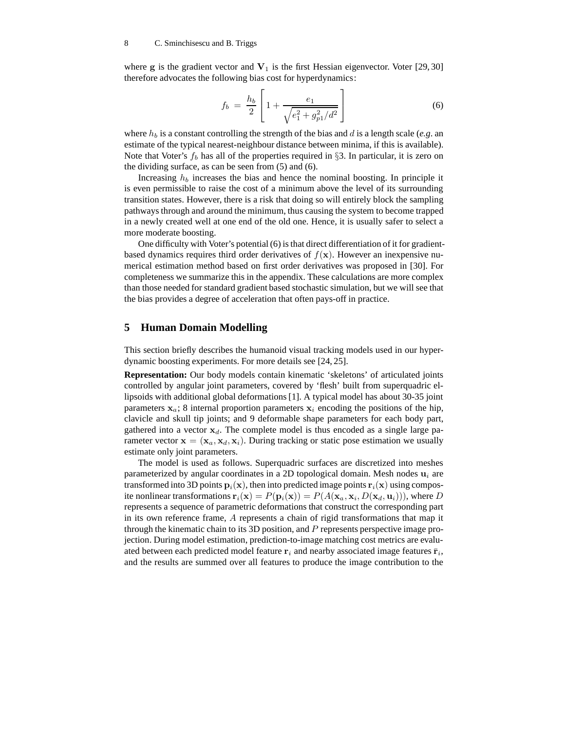where $\mathbf{g}$ is the gradient vector and $\mathbf{V}_1$ is the first Hessian eigenvector. Voter [29, 30] therefore advocates the following bias cost for hyperdynamics:

$$f_b = \frac{h_b}{2}\left[1 + \frac{e_1}{\sqrt{e_1^2 + g_{p1}^2/d^2}}\right] \tag{6}$$

where $h_b$ is a constant controlling the strength of the bias and $d$ is a length scale (*e.g*. an estimate of the typical nearest-neighbour distance between minima, if this is available). Note that Voter's $f_b$ has all of the properties required in §3. In particular, it is zero on the dividing surface, as can be seen from (5) and (6).

Increasing $h_b$ increases the bias and hence the nominal boosting. In principle it is even permissible to raise the cost of a minimum above the level of its surrounding transition states. However, there is a risk that doing so will entirely block the sampling pathways through and around the minimum, thus causing the system to become trapped in a newly created well at one end of the old one. Hence, it is usually safer to select a more moderate boosting.

One difficulty with Voter's potential (6) is that direct differentiation of it for gradient-based dynamics requires third order derivatives of $f(\mathbf{x})$. However an inexpensive numerical estimation method based on first order derivatives was proposed in [30]. For completeness we summarize this in the appendix. These calculations are more complex than those needed for standard gradient based stochastic simulation, but we will see that the bias provides a degree of acceleration that often pays-off in practice.

## 5 Human Domain Modelling

This section briefly describes the humanoid visual tracking models used in our hyperdynamic boosting experiments. For more details see [24, 25].

**Representation:** Our body models contain kinematic 'skeletons' of articulated joints controlled by angular joint parameters, covered by 'flesh' built from superquadric ellipsoids with additional global deformations [1]. A typical model has about 30-35 joint parameters $\mathbf{x}_a$; 8 internal proportion parameters $\mathbf{x}_i$ encoding the positions of the hip, clavicle and skull tip joints; and 9 deformable shape parameters for each body part, gathered into a vector $\mathbf{x}_d$. The complete model is thus encoded as a single large parameter vector $\mathbf{x} = (\mathbf{x}_a, \mathbf{x}_d, \mathbf{x}_i)$. During tracking or static pose estimation we usually estimate only joint parameters.

The model is used as follows. Superquadric surfaces are discretized into meshes parameterized by angular coordinates in a 2D topological domain. Mesh nodes $\mathbf{u}_i$ are transformed into 3D points $\mathbf{p}_i(\mathbf{x})$, then into predicted image points $\mathbf{r}_i(\mathbf{x})$ using composite nonlinear transformations $\mathbf{r}_i(\mathbf{x}) = P(\mathbf{p}_i(\mathbf{x})) = P(A(\mathbf{x}_a, \mathbf{x}_i, D(\mathbf{x}_d, \mathbf{u}_i)))$, where $D$ represents a sequence of parametric deformations that construct the corresponding part in its own reference frame, $A$ represents a chain of rigid transformations that map it through the kinematic chain to its 3D position, and $P$ represents perspective image projection. During model estimation, prediction-to-image matching cost metrics are evaluated between each predicted model feature $\mathbf{r}_i$ and nearby associated image features $\bar{\mathbf{r}}_i$, and the results are summed over all features to produce the image contribution to the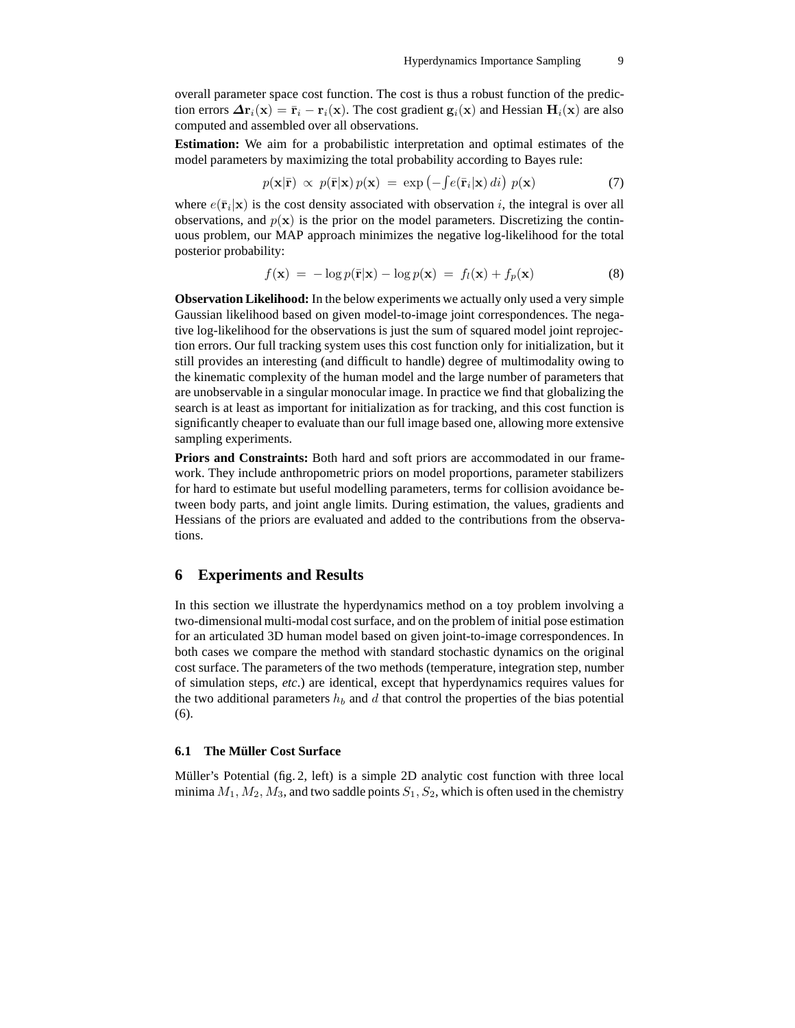overall parameter space cost function. The cost is thus a robust function of the prediction errors $\Delta\mathbf{r}_i(\mathbf{x}) = \bar{\mathbf{r}}_i - \mathbf{r}_i(\mathbf{x})$. The cost gradient $\mathbf{g}_i(\mathbf{x})$ and Hessian $\mathbf{H}_i(\mathbf{x})$ are also computed and assembled over all observations.

**Estimation:** We aim for a probabilistic interpretation and optimal estimates of the model parameters by maximizing the total probability according to Bayes rule:

$$p(\mathbf{x}|\bar{\mathbf{r}}) \;\propto\; p(\bar{\mathbf{r}}|\mathbf{x})\, p(\mathbf{x}) \;=\; \exp\left(-\textstyle\int e(\bar{\mathbf{r}}_i|\mathbf{x})\, di\right)\; p(\mathbf{x}) \tag{7}$$

where $e(\bar{\mathbf{r}}_i|\mathbf{x})$ is the cost density associated with observation $i$, the integral is over all observations, and $p(\mathbf{x})$ is the prior on the model parameters. Discretizing the continuous problem, our MAP approach minimizes the negative log-likelihood for the total posterior probability:

$$f(\mathbf{x}) \;=\; -\log p(\bar{\mathbf{r}}|\mathbf{x}) - \log p(\mathbf{x}) \;=\; f_l(\mathbf{x}) + f_p(\mathbf{x}) \tag{8}$$

**Observation Likelihood:** In the below experiments we actually only used a very simple Gaussian likelihood based on given model-to-image joint correspondences. The negative log-likelihood for the observations is just the sum of squared model joint reprojection errors. Our full tracking system uses this cost function only for initialization, but it still provides an interesting (and difficult to handle) degree of multimodality owing to the kinematic complexity of the human model and the large number of parameters that are unobservable in a singular monocular image. In practice we find that globalizing the search is at least as important for initialization as for tracking, and this cost function is significantly cheaper to evaluate than our full image based one, allowing more extensive sampling experiments.

**Priors and Constraints:** Both hard and soft priors are accommodated in our framework. They include anthropometric priors on model proportions, parameter stabilizers for hard to estimate but useful modelling parameters, terms for collision avoidance between body parts, and joint angle limits. During estimation, the values, gradients and Hessians of the priors are evaluated and added to the contributions from the observations.

## 6 Experiments and Results

In this section we illustrate the hyperdynamics method on a toy problem involving a two-dimensional multi-modal cost surface, and on the problem of initial pose estimation for an articulated 3D human model based on given joint-to-image correspondences. In both cases we compare the method with standard stochastic dynamics on the original cost surface. The parameters of the two methods (temperature, integration step, number of simulation steps, *etc*.) are identical, except that hyperdynamics requires values for the two additional parameters $h_b$ and $d$ that control the properties of the bias potential (6).

### 6.1 The Müller Cost Surface

Müller's Potential (fig. 2, left) is a simple 2D analytic cost function with three local minima $M_1, M_2, M_3$, and two saddle points $S_1, S_2$, which is often used in the chemistry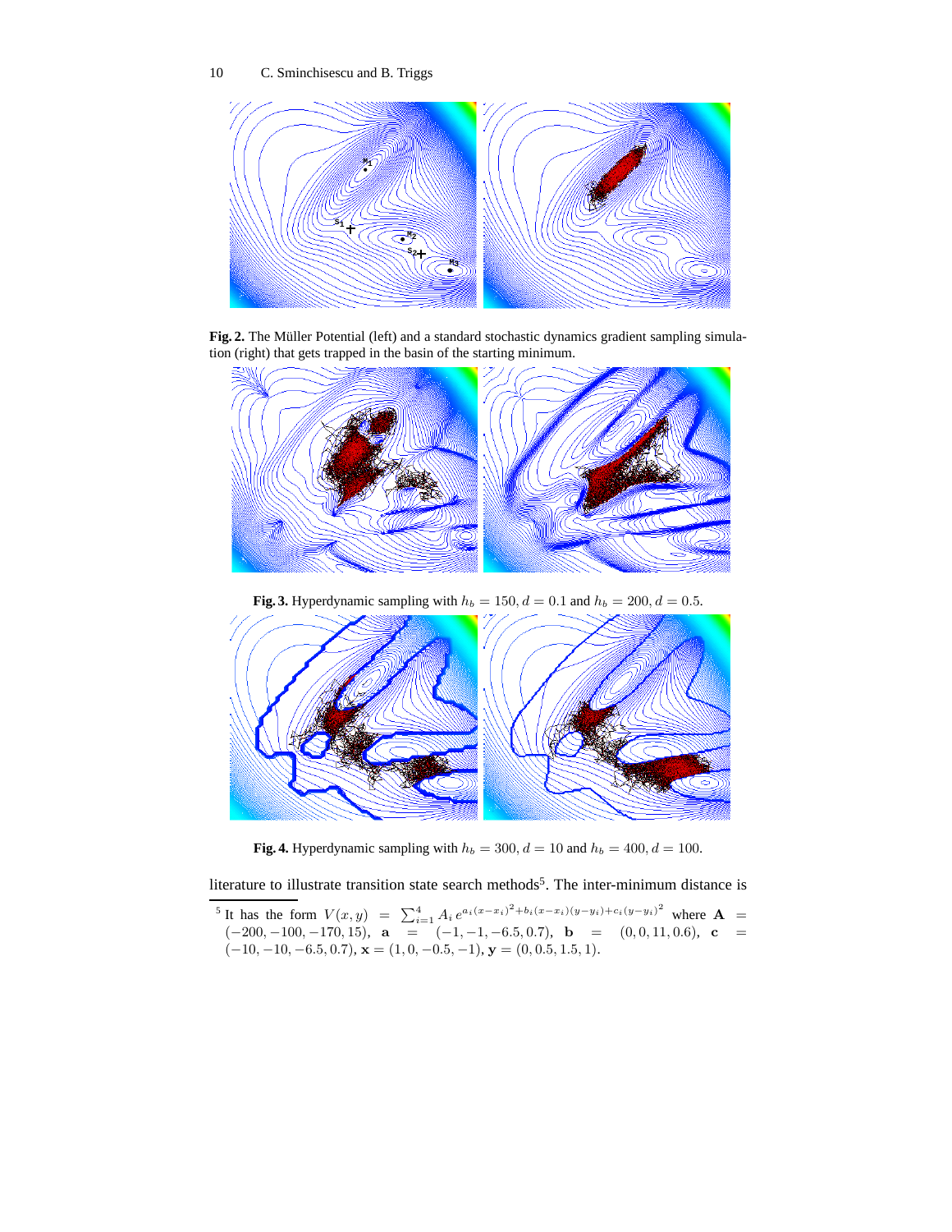**Fig. 2.** The Müller Potential (left) and a standard stochastic dynamics gradient sampling simulation (right) that gets trapped in the basin of the starting minimum.

**Fig. 3.** Hyperdynamic sampling with $h_b = 150, d = 0.1$ and $h_b = 200, d = 0.5$.

**Fig. 4.** Hyperdynamic sampling with $h_b = 300, d = 10$ and $h_b = 400, d = 100$.

literature to illustrate transition state search methods[5]. The inter-minimum distance is

[5] It has the form $V(x, y) = \sum_{i=1}^{4} A_i \, e^{a_i(x-x_i)^2 + b_i(x-x_i)(y-y_i) + c_i(y-y_i)^2}$ where $\mathbf{A} = (-200, -100, -170, 15)$, $\mathbf{a} = (-1, -1, -6.5, 0.7)$, $\mathbf{b} = (0, 0, 11, 0.6)$, $\mathbf{c} = (-10, -10, -6.5, 0.7)$, $\mathbf{x} = (1, 0, -0.5, -1)$, $\mathbf{y} = (0, 0.5, 1.5, 1)$.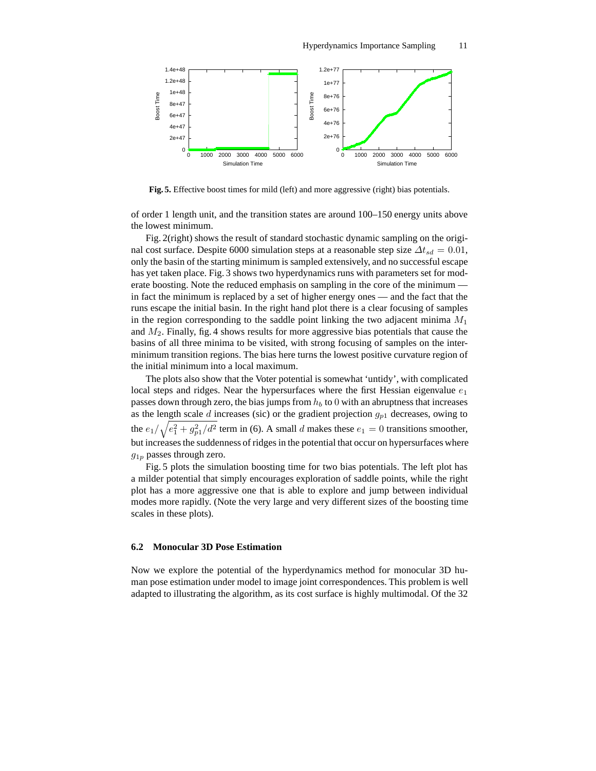**Fig. 5.** Effective boost times for mild (left) and more aggressive (right) bias potentials.

of order 1 length unit, and the transition states are around 100–150 energy units above the lowest minimum.

Fig. 2(right) shows the result of standard stochastic dynamic sampling on the original cost surface. Despite 6000 simulation steps at a reasonable step size $\Delta t_{sd} = 0.01$, only the basin of the starting minimum is sampled extensively, and no successful escape has yet taken place. Fig. 3 shows two hyperdynamics runs with parameters set for moderate boosting. Note the reduced emphasis on sampling in the core of the minimum — in fact the minimum is replaced by a set of higher energy ones — and the fact that the runs escape the initial basin. In the right hand plot there is a clear focusing of samples in the region corresponding to the saddle point linking the two adjacent minima $M_1$ and $M_2$. Finally, fig. 4 shows results for more aggressive bias potentials that cause the basins of all three minima to be visited, with strong focusing of samples on the inter-minimum transition regions. The bias here turns the lowest positive curvature region of the initial minimum into a local maximum.

The plots also show that the Voter potential is somewhat 'untidy', with complicated local steps and ridges. Near the hypersurfaces where the first Hessian eigenvalue $e_1$ passes down through zero, the bias jumps from $h_b$ to $0$ with an abruptness that increases as the length scale $d$ increases (sic) or the gradient projection $g_{p1}$ decreases, owing to the $e_1/\sqrt{e_1^2 + g_{p1}^2/d^2}$ term in (6). A small $d$ makes these $e_1 = 0$ transitions smoother, but increases the suddenness of ridges in the potential that occur on hypersurfaces where $g_{1p}$ passes through zero.

Fig. 5 plots the simulation boosting time for two bias potentials. The left plot has a milder potential that simply encourages exploration of saddle points, while the right plot has a more aggressive one that is able to explore and jump between individual modes more rapidly. (Note the very large and very different sizes of the boosting time scales in these plots).

### 6.2 Monocular 3D Pose Estimation

Now we explore the potential of the hyperdynamics method for monocular 3D human pose estimation under model to image joint correspondences. This problem is well adapted to illustrating the algorithm, as its cost surface is highly multimodal. Of the 32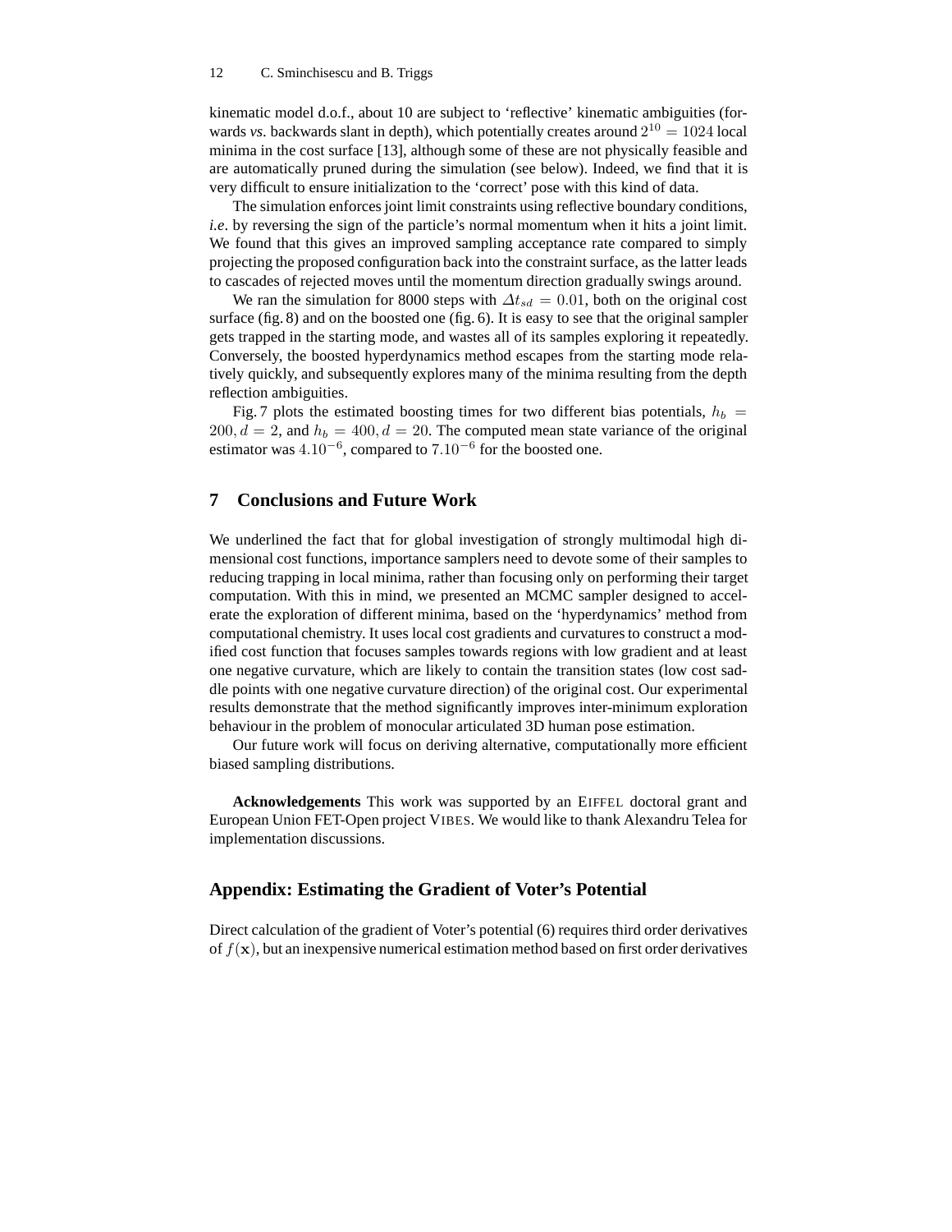kinematic model d.o.f., about 10 are subject to 'reflective' kinematic ambiguities (forwards *vs*. backwards slant in depth), which potentially creates around $2^{10} = 1024$ local minima in the cost surface [13], although some of these are not physically feasible and are automatically pruned during the simulation (see below). Indeed, we find that it is very difficult to ensure initialization to the 'correct' pose with this kind of data.

The simulation enforces joint limit constraints using reflective boundary conditions, *i.e*. by reversing the sign of the particle's normal momentum when it hits a joint limit. We found that this gives an improved sampling acceptance rate compared to simply projecting the proposed configuration back into the constraint surface, as the latter leads to cascades of rejected moves until the momentum direction gradually swings around.

We ran the simulation for 8000 steps with $\Delta t_{sd} = 0.01$, both on the original cost surface (fig. 8) and on the boosted one (fig. 6). It is easy to see that the original sampler gets trapped in the starting mode, and wastes all of its samples exploring it repeatedly. Conversely, the boosted hyperdynamics method escapes from the starting mode relatively quickly, and subsequently explores many of the minima resulting from the depth reflection ambiguities.

Fig. 7 plots the estimated boosting times for two different bias potentials, $h_b = 200, d = 2$, and $h_b = 400, d = 20$. The computed mean state variance of the original estimator was $4.10^{-6}$, compared to $7.10^{-6}$ for the boosted one.

## 7 Conclusions and Future Work

We underlined the fact that for global investigation of strongly multimodal high dimensional cost functions, importance samplers need to devote some of their samples to reducing trapping in local minima, rather than focusing only on performing their target computation. With this in mind, we presented an MCMC sampler designed to accelerate the exploration of different minima, based on the 'hyperdynamics' method from computational chemistry. It uses local cost gradients and curvatures to construct a modified cost function that focuses samples towards regions with low gradient and at least one negative curvature, which are likely to contain the transition states (low cost saddle points with one negative curvature direction) of the original cost. Our experimental results demonstrate that the method significantly improves inter-minimum exploration behaviour in the problem of monocular articulated 3D human pose estimation.

Our future work will focus on deriving alternative, computationally more efficient biased sampling distributions.

**Acknowledgements** This work was supported by an EIFFEL doctoral grant and European Union FET-Open project VIBES. We would like to thank Alexandru Telea for implementation discussions.

## Appendix: Estimating the Gradient of Voter's Potential

Direct calculation of the gradient of Voter's potential (6) requires third order derivatives of $f(\mathbf{x})$, but an inexpensive numerical estimation method based on first order derivatives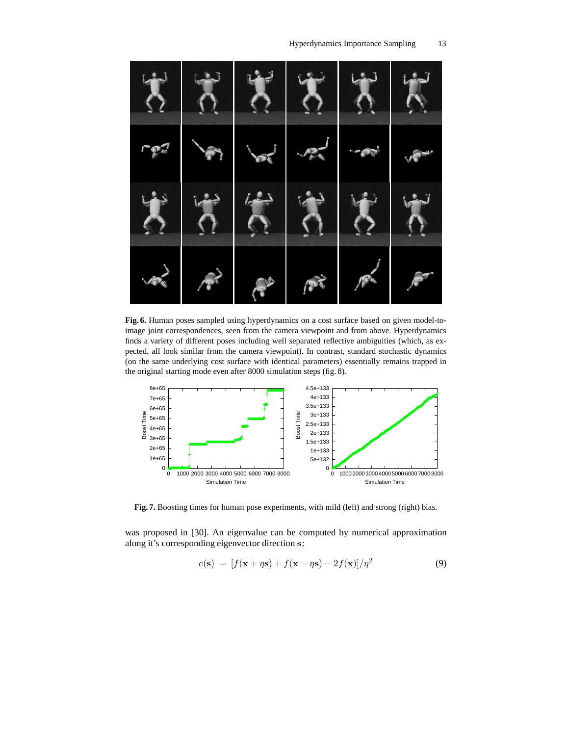**Fig. 6.** Human poses sampled using hyperdynamics on a cost surface based on given model-to-image joint correspondences, seen from the camera viewpoint and from above. Hyperdynamics finds a variety of different poses including well separated reflective ambiguities (which, as expected, all look similar from the camera viewpoint). In contrast, standard stochastic dynamics (on the same underlying cost surface with identical parameters) essentially remains trapped in the original starting mode even after 8000 simulation steps (fig. 8).

**Fig. 7.** Boosting times for human pose experiments, with mild (left) and strong (right) bias.

was proposed in [30]. An eigenvalue can be computed by numerical approximation along it's corresponding eigenvector direction $\mathbf{s}$:

$$e(\mathbf{s}) = [f(\mathbf{x} + \eta\mathbf{s}) + f(\mathbf{x} - \eta\mathbf{s}) - 2f(\mathbf{x})]/\eta^2 \tag{9}$$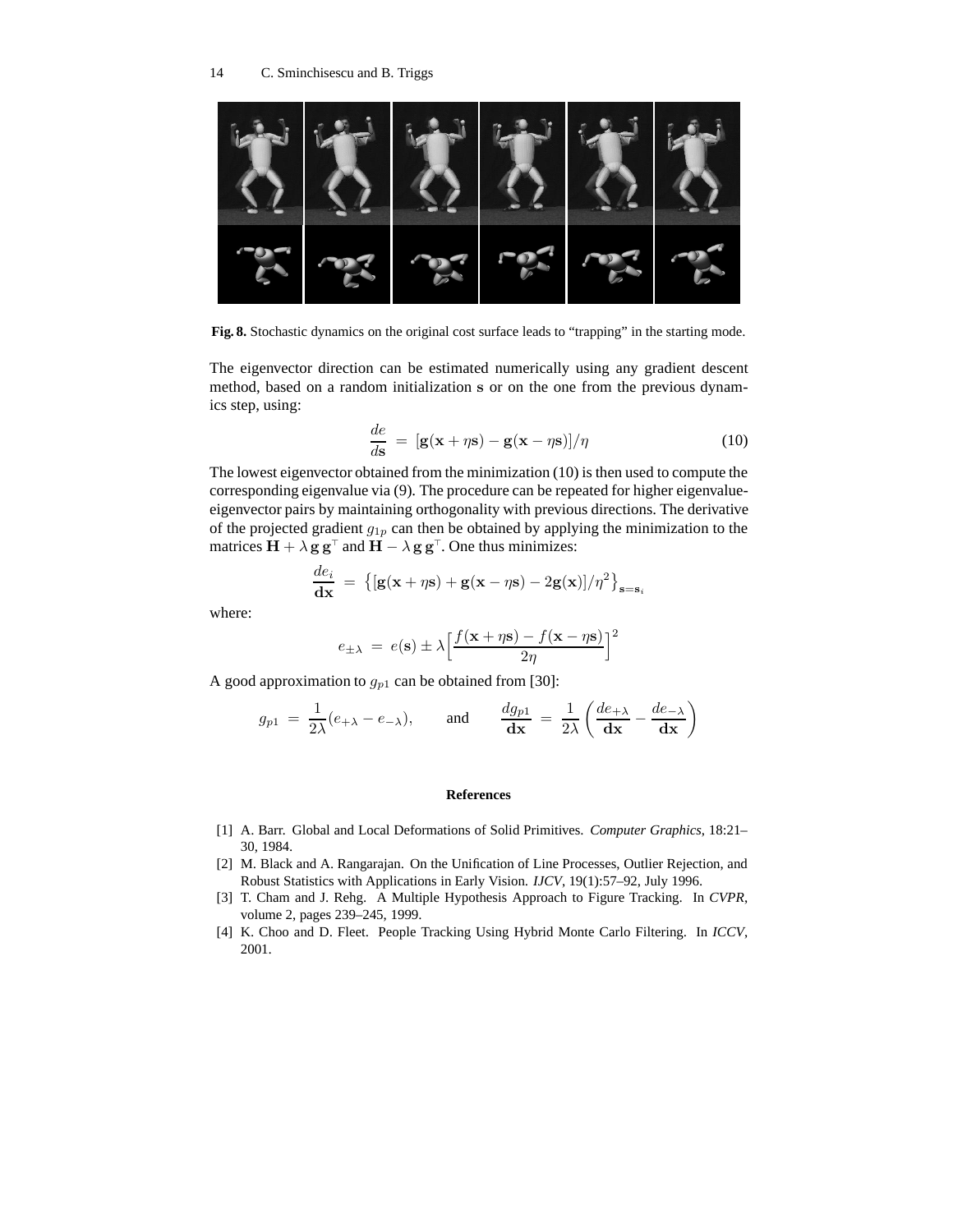**Fig. 8.** Stochastic dynamics on the original cost surface leads to "trapping" in the starting mode.

The eigenvector direction can be estimated numerically using any gradient descent method, based on a random initialization $\mathbf{s}$ or on the one from the previous dynamics step, using:

$$\frac{de}{d\mathbf{s}} = [\mathbf{g}(\mathbf{x} + \eta\mathbf{s}) - \mathbf{g}(\mathbf{x} - \eta\mathbf{s})]/\eta \tag{10}$$

The lowest eigenvector obtained from the minimization (10) is then used to compute the corresponding eigenvalue via (9). The procedure can be repeated for higher eigenvalue-eigenvector pairs by maintaining orthogonality with previous directions. The derivative of the projected gradient $g_{1p}$ can then be obtained by applying the minimization to the matrices $\mathbf{H} + \lambda\,\mathbf{g}\,\mathbf{g}^{\top}$ and $\mathbf{H} - \lambda\,\mathbf{g}\,\mathbf{g}^{\top}$. One thus minimizes:

$$\frac{de_i}{\mathbf{dx}} = \left\{[\mathbf{g}(\mathbf{x} + \eta\mathbf{s}) + \mathbf{g}(\mathbf{x} - \eta\mathbf{s}) - 2\mathbf{g}(\mathbf{x})]/\eta^2\right\}_{\mathbf{s}=\mathbf{s}_i}$$

where:

$$e_{\pm\lambda} = e(\mathbf{s}) \pm \lambda\Big[\frac{f(\mathbf{x} + \eta\mathbf{s}) - f(\mathbf{x} - \eta\mathbf{s})}{2\eta}\Big]^2$$

A good approximation to $g_{p1}$ can be obtained from [30]:

$$g_{p1} = \frac{1}{2\lambda}(e_{+\lambda} - e_{-\lambda}), \qquad \text{and} \qquad \frac{dg_{p1}}{\mathbf{dx}} = \frac{1}{2\lambda}\left(\frac{de_{+\lambda}}{\mathbf{dx}} - \frac{de_{-\lambda}}{\mathbf{dx}}\right)$$

## References

1. A. Barr. Global and Local Deformations of Solid Primitives. *Computer Graphics*, 18:21–30, 1984.
2. M. Black and A. Rangarajan. On the Unification of Line Processes, Outlier Rejection, and Robust Statistics with Applications in Early Vision. *IJCV*, 19(1):57–92, July 1996.
3. T. Cham and J. Rehg. A Multiple Hypothesis Approach to Figure Tracking. In *CVPR*, volume 2, pages 239–245, 1999.
4. K. Choo and D. Fleet. People Tracking Using Hybrid Monte Carlo Filtering. In *ICCV*, 2001.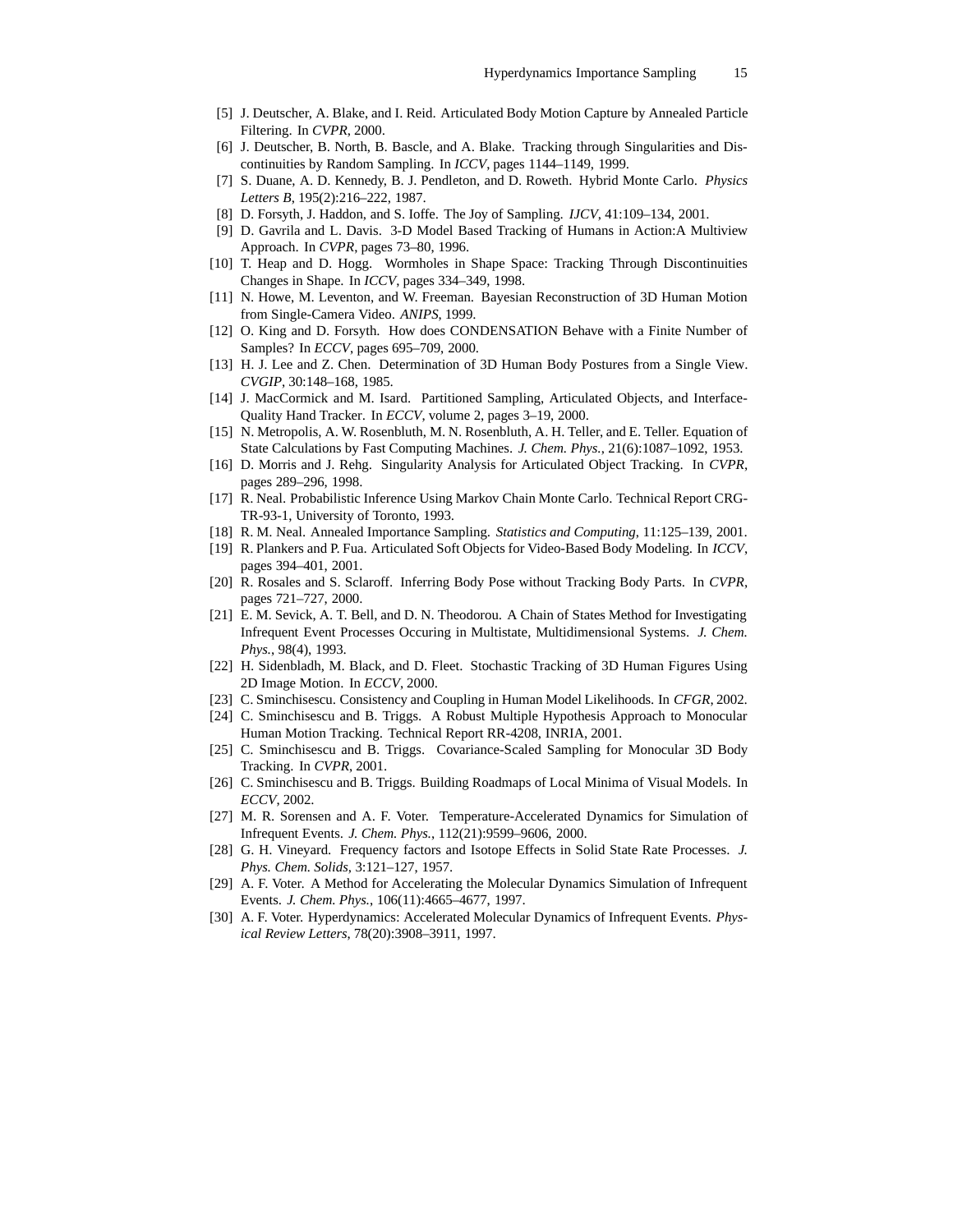[5] J. Deutscher, A. Blake, and I. Reid. Articulated Body Motion Capture by Annealed Particle Filtering. In *CVPR*, 2000.

[6] J. Deutscher, B. North, B. Bascle, and A. Blake. Tracking through Singularities and Discontinuities by Random Sampling. In *ICCV*, pages 1144–1149, 1999.

[7] S. Duane, A. D. Kennedy, B. J. Pendleton, and D. Roweth. Hybrid Monte Carlo. *Physics Letters B*, 195(2):216–222, 1987.

[8] D. Forsyth, J. Haddon, and S. Ioffe. The Joy of Sampling. *IJCV*, 41:109–134, 2001.

[9] D. Gavrila and L. Davis. 3-D Model Based Tracking of Humans in Action:A Multiview Approach. In *CVPR*, pages 73–80, 1996.

[10] T. Heap and D. Hogg. Wormholes in Shape Space: Tracking Through Discontinuities Changes in Shape. In *ICCV*, pages 334–349, 1998.

[11] N. Howe, M. Leventon, and W. Freeman. Bayesian Reconstruction of 3D Human Motion from Single-Camera Video. *ANIPS*, 1999.

[12] O. King and D. Forsyth. How does CONDENSATION Behave with a Finite Number of Samples? In *ECCV*, pages 695–709, 2000.

[13] H. J. Lee and Z. Chen. Determination of 3D Human Body Postures from a Single View. *CVGIP*, 30:148–168, 1985.

[14] J. MacCormick and M. Isard. Partitioned Sampling, Articulated Objects, and Interface-Quality Hand Tracker. In *ECCV*, volume 2, pages 3–19, 2000.

[15] N. Metropolis, A. W. Rosenbluth, M. N. Rosenbluth, A. H. Teller, and E. Teller. Equation of State Calculations by Fast Computing Machines. *J. Chem. Phys.*, 21(6):1087–1092, 1953.

[16] D. Morris and J. Rehg. Singularity Analysis for Articulated Object Tracking. In *CVPR*, pages 289–296, 1998.

[17] R. Neal. Probabilistic Inference Using Markov Chain Monte Carlo. Technical Report CRG-TR-93-1, University of Toronto, 1993.

[18] R. M. Neal. Annealed Importance Sampling. *Statistics and Computing*, 11:125–139, 2001.

[19] R. Plankers and P. Fua. Articulated Soft Objects for Video-Based Body Modeling. In *ICCV*, pages 394–401, 2001.

[20] R. Rosales and S. Sclaroff. Inferring Body Pose without Tracking Body Parts. In *CVPR*, pages 721–727, 2000.

[21] E. M. Sevick, A. T. Bell, and D. N. Theodorou. A Chain of States Method for Investigating Infrequent Event Processes Occuring in Multistate, Multidimensional Systems. *J. Chem. Phys.*, 98(4), 1993.

[22] H. Sidenbladh, M. Black, and D. Fleet. Stochastic Tracking of 3D Human Figures Using 2D Image Motion. In *ECCV*, 2000.

[23] C. Sminchisescu. Consistency and Coupling in Human Model Likelihoods. In *CFGR*, 2002.

[24] C. Sminchisescu and B. Triggs. A Robust Multiple Hypothesis Approach to Monocular Human Motion Tracking. Technical Report RR-4208, INRIA, 2001.

[25] C. Sminchisescu and B. Triggs. Covariance-Scaled Sampling for Monocular 3D Body Tracking. In *CVPR*, 2001.

[26] C. Sminchisescu and B. Triggs. Building Roadmaps of Local Minima of Visual Models. In *ECCV*, 2002.

[27] M. R. Sorensen and A. F. Voter. Temperature-Accelerated Dynamics for Simulation of Infrequent Events. *J. Chem. Phys.*, 112(21):9599–9606, 2000.

[28] G. H. Vineyard. Frequency factors and Isotope Effects in Solid State Rate Processes. *J. Phys. Chem. Solids*, 3:121–127, 1957.

[29] A. F. Voter. A Method for Accelerating the Molecular Dynamics Simulation of Infrequent Events. *J. Chem. Phys.*, 106(11):4665–4677, 1997.

[30] A. F. Voter. Hyperdynamics: Accelerated Molecular Dynamics of Infrequent Events. *Physical Review Letters*, 78(20):3908–3911, 1997.